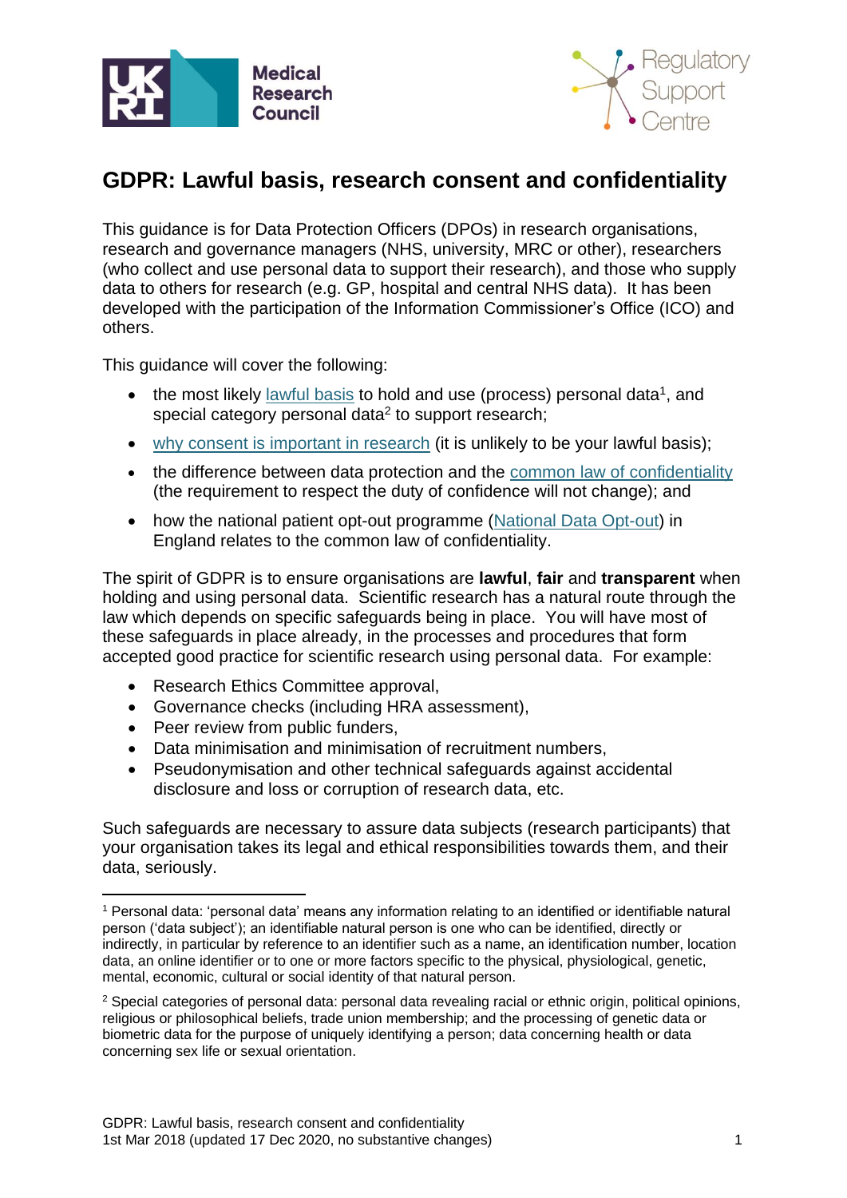# GDPR: Lawful basis, research consent and confidentiality

This guidance is for Data Protection Officers (DPOs) in research organisations, research and governance managers (NHS, university, MRC or other), researchers (who collect and use personal data to support their research), and those who supply data to others for research (e.g. GP, hospital and central NHS data). It has been developed with the participation of the Information Commissioner's Office (ICO) and others.

This guidance will cover the following:

- the most likely lawful basis to hold and use (process) personal data[1], and special category personal data[2] to support research;
- why consent is important in research (it is unlikely to be your lawful basis);
- the difference between data protection and the common law of confidentiality (the requirement to respect the duty of confidence will not change); and
- how the national patient opt-out programme (National Data Opt-out) in England relates to the common law of confidentiality.

The spirit of GDPR is to ensure organisations are **lawful**, **fair** and **transparent** when holding and using personal data. Scientific research has a natural route through the law which depends on specific safeguards being in place. You will have most of these safeguards in place already, in the processes and procedures that form accepted good practice for scientific research using personal data. For example:

- Research Ethics Committee approval,
- Governance checks (including HRA assessment),
- Peer review from public funders,
- Data minimisation and minimisation of recruitment numbers,
- Pseudonymisation and other technical safeguards against accidental disclosure and loss or corruption of research data, etc.

Such safeguards are necessary to assure data subjects (research participants) that your organisation takes its legal and ethical responsibilities towards them, and their data, seriously.

---

[1] Personal data: 'personal data' means any information relating to an identified or identifiable natural person ('data subject'); an identifiable natural person is one who can be identified, directly or indirectly, in particular by reference to an identifier such as a name, an identification number, location data, an online identifier or to one or more factors specific to the physical, physiological, genetic, mental, economic, cultural or social identity of that natural person.

[2] Special categories of personal data: personal data revealing racial or ethnic origin, political opinions, religious or philosophical beliefs, trade union membership; and the processing of genetic data or biometric data for the purpose of uniquely identifying a person; data concerning health or data concerning sex life or sexual orientation.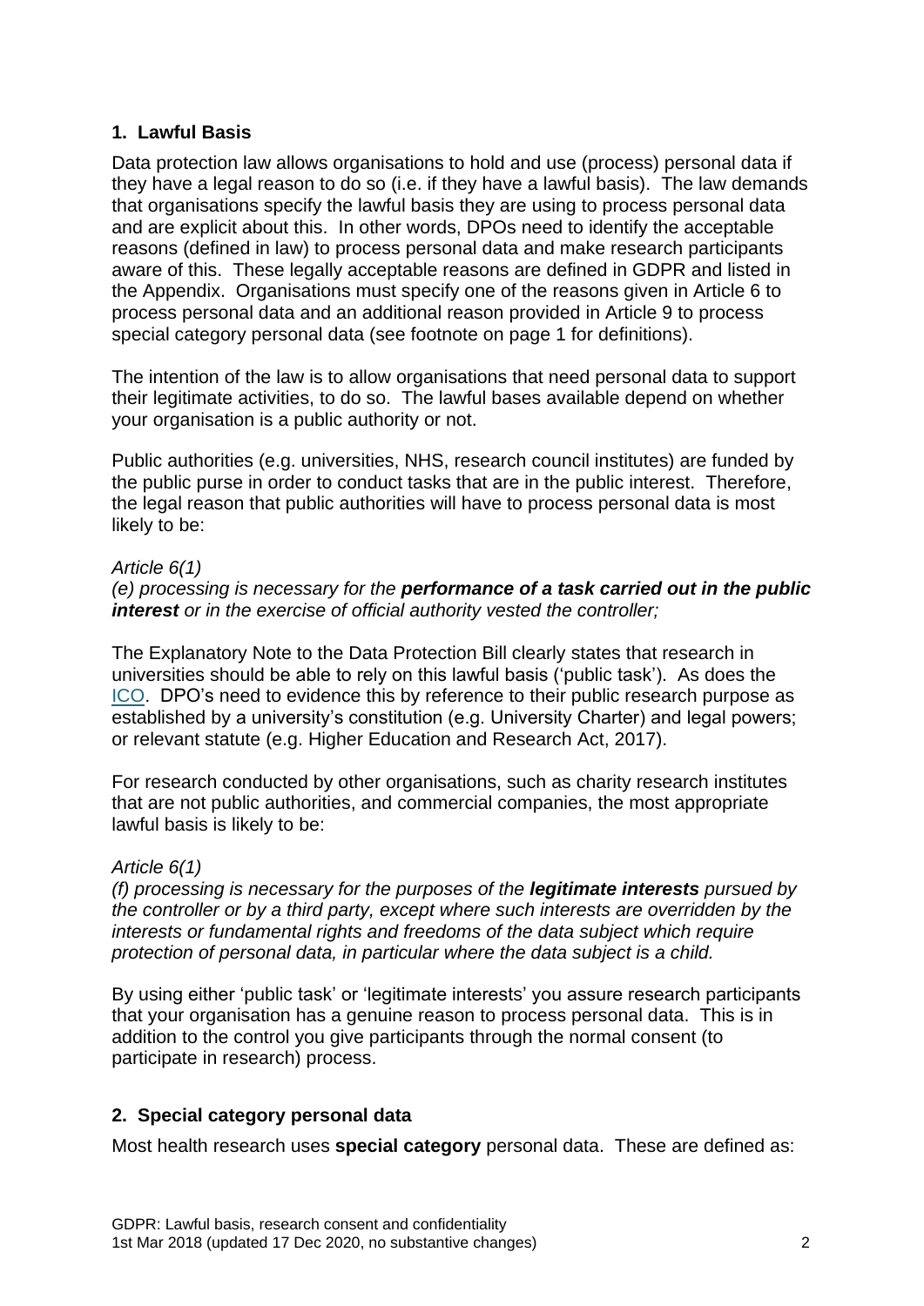## 1. Lawful Basis

Data protection law allows organisations to hold and use (process) personal data if they have a legal reason to do so (i.e. if they have a lawful basis). The law demands that organisations specify the lawful basis they are using to process personal data and are explicit about this. In other words, DPOs need to identify the acceptable reasons (defined in law) to process personal data and make research participants aware of this. These legally acceptable reasons are defined in GDPR and listed in the Appendix. Organisations must specify one of the reasons given in Article 6 to process personal data and an additional reason provided in Article 9 to process special category personal data (see footnote on page 1 for definitions).

The intention of the law is to allow organisations that need personal data to support their legitimate activities, to do so. The lawful bases available depend on whether your organisation is a public authority or not.

Public authorities (e.g. universities, NHS, research council institutes) are funded by the public purse in order to conduct tasks that are in the public interest. Therefore, the legal reason that public authorities will have to process personal data is most likely to be:

*Article 6(1)*
*(e) processing is necessary for the* ***performance of a task carried out in the public interest*** *or in the exercise of official authority vested the controller;*

The Explanatory Note to the Data Protection Bill clearly states that research in universities should be able to rely on this lawful basis ('public task'). As does the ICO. DPO's need to evidence this by reference to their public research purpose as established by a university's constitution (e.g. University Charter) and legal powers; or relevant statute (e.g. Higher Education and Research Act, 2017).

For research conducted by other organisations, such as charity research institutes that are not public authorities, and commercial companies, the most appropriate lawful basis is likely to be:

*Article 6(1)*
*(f) processing is necessary for the purposes of the* ***legitimate interests*** *pursued by the controller or by a third party, except where such interests are overridden by the interests or fundamental rights and freedoms of the data subject which require protection of personal data, in particular where the data subject is a child.*

By using either 'public task' or 'legitimate interests' you assure research participants that your organisation has a genuine reason to process personal data. This is in addition to the control you give participants through the normal consent (to participate in research) process.

## 2. Special category personal data

Most health research uses **special category** personal data. These are defined as: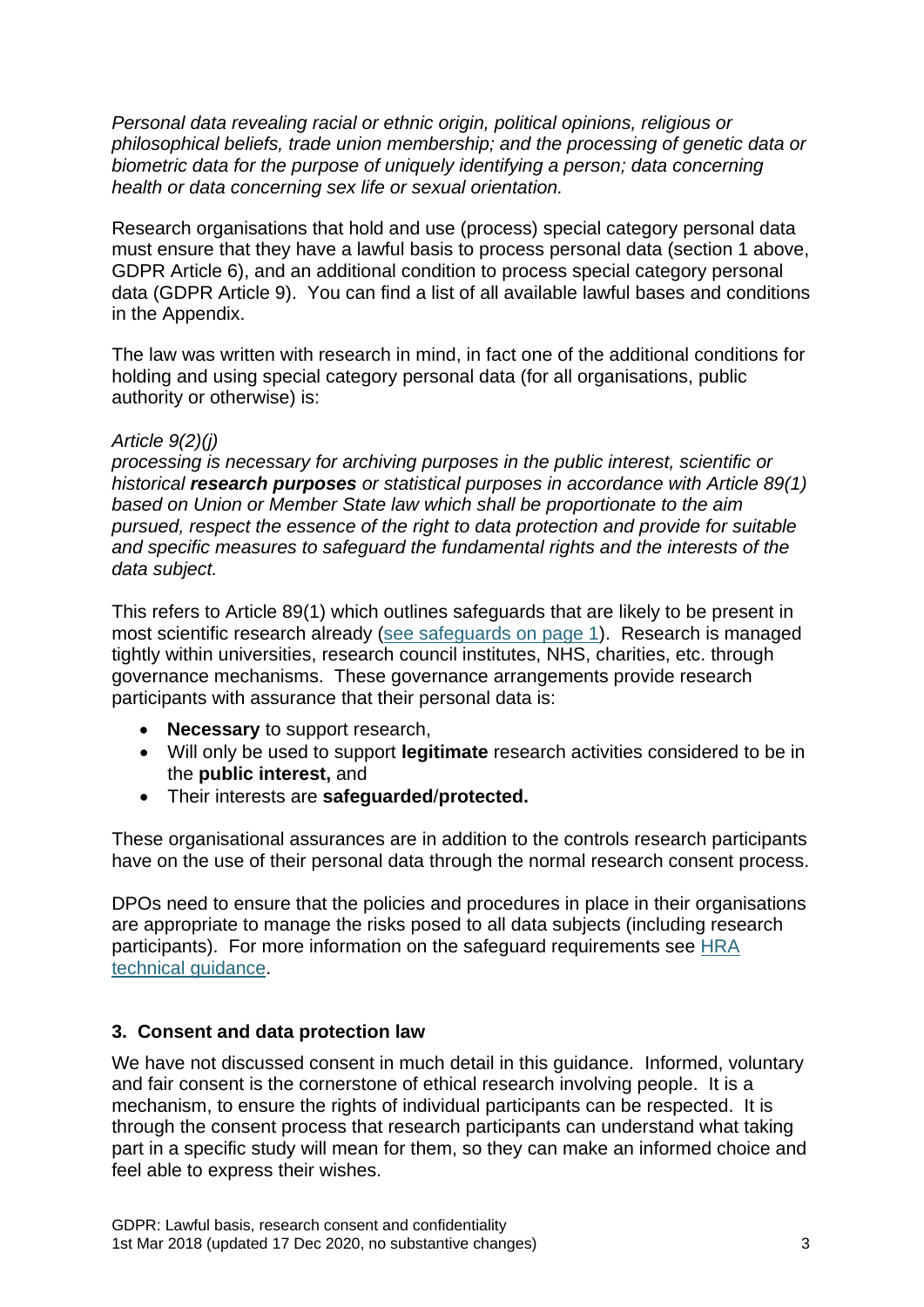*Personal data revealing racial or ethnic origin, political opinions, religious or philosophical beliefs, trade union membership; and the processing of genetic data or biometric data for the purpose of uniquely identifying a person; data concerning health or data concerning sex life or sexual orientation.*

Research organisations that hold and use (process) special category personal data must ensure that they have a lawful basis to process personal data (section 1 above, GDPR Article 6), and an additional condition to process special category personal data (GDPR Article 9). You can find a list of all available lawful bases and conditions in the Appendix.

The law was written with research in mind, in fact one of the additional conditions for holding and using special category personal data (for all organisations, public authority or otherwise) is:

*Article 9(2)(j)*
*processing is necessary for archiving purposes in the public interest, scientific or historical **research purposes** or statistical purposes in accordance with Article 89(1) based on Union or Member State law which shall be proportionate to the aim pursued, respect the essence of the right to data protection and provide for suitable and specific measures to safeguard the fundamental rights and the interests of the data subject.*

This refers to Article 89(1) which outlines safeguards that are likely to be present in most scientific research already (see safeguards on page 1). Research is managed tightly within universities, research council institutes, NHS, charities, etc. through governance mechanisms. These governance arrangements provide research participants with assurance that their personal data is:

- **Necessary** to support research,
- Will only be used to support **legitimate** research activities considered to be in the **public interest,** and
- Their interests are **safeguarded**/**protected.**

These organisational assurances are in addition to the controls research participants have on the use of their personal data through the normal research consent process.

DPOs need to ensure that the policies and procedures in place in their organisations are appropriate to manage the risks posed to all data subjects (including research participants). For more information on the safeguard requirements see HRA technical guidance.

### 3. Consent and data protection law

We have not discussed consent in much detail in this guidance. Informed, voluntary and fair consent is the cornerstone of ethical research involving people. It is a mechanism, to ensure the rights of individual participants can be respected. It is through the consent process that research participants can understand what taking part in a specific study will mean for them, so they can make an informed choice and feel able to express their wishes.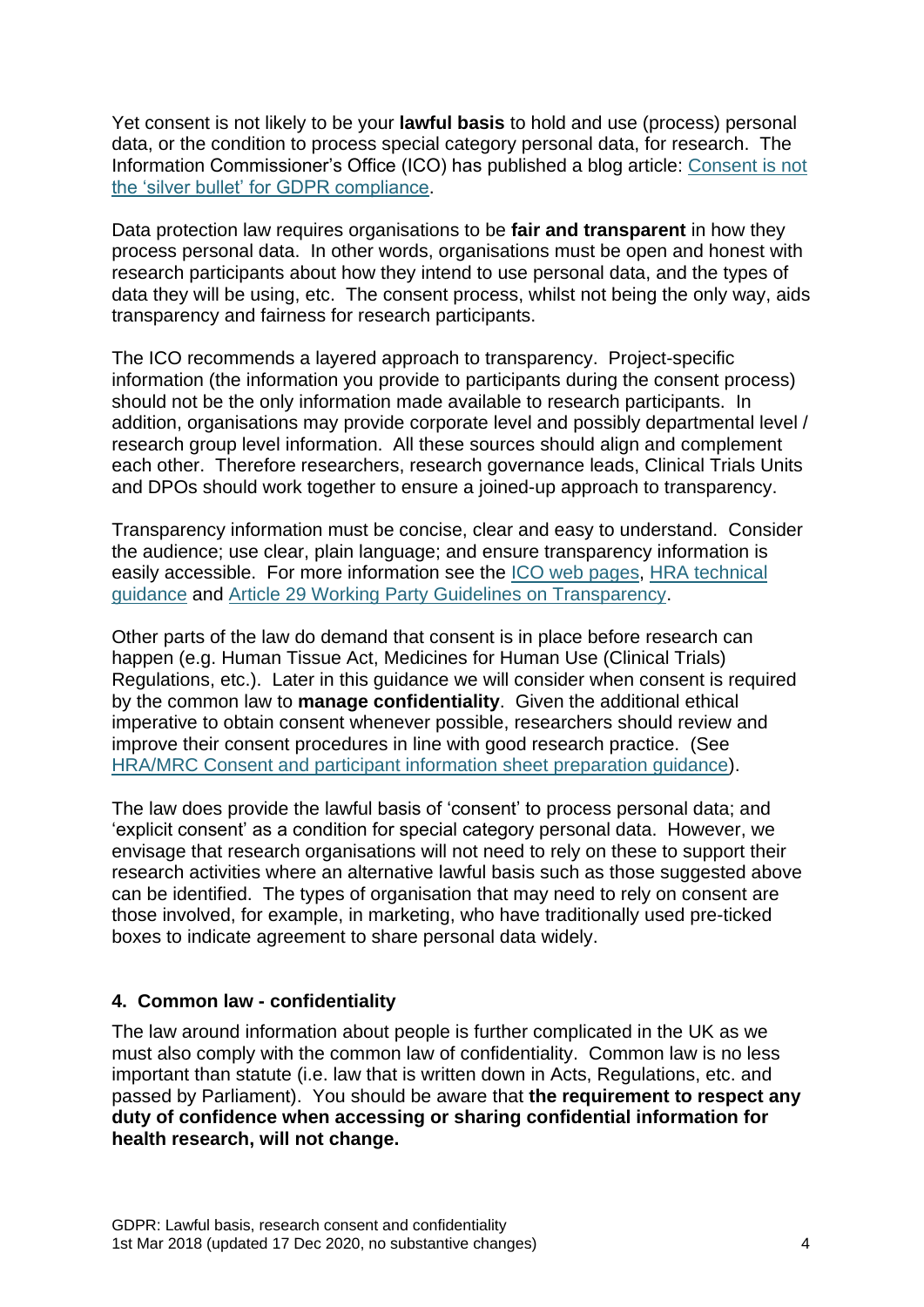Yet consent is not likely to be your **lawful basis** to hold and use (process) personal data, or the condition to process special category personal data, for research. The Information Commissioner's Office (ICO) has published a blog article: [Consent is not the 'silver bullet' for GDPR compliance](#).

Data protection law requires organisations to be **fair and transparent** in how they process personal data. In other words, organisations must be open and honest with research participants about how they intend to use personal data, and the types of data they will be using, etc. The consent process, whilst not being the only way, aids transparency and fairness for research participants.

The ICO recommends a layered approach to transparency. Project-specific information (the information you provide to participants during the consent process) should not be the only information made available to research participants. In addition, organisations may provide corporate level and possibly departmental level / research group level information. All these sources should align and complement each other. Therefore researchers, research governance leads, Clinical Trials Units and DPOs should work together to ensure a joined-up approach to transparency.

Transparency information must be concise, clear and easy to understand. Consider the audience; use clear, plain language; and ensure transparency information is easily accessible. For more information see the [ICO web pages](#), [HRA technical guidance](#) and [Article 29 Working Party Guidelines on Transparency](#).

Other parts of the law do demand that consent is in place before research can happen (e.g. Human Tissue Act, Medicines for Human Use (Clinical Trials) Regulations, etc.). Later in this guidance we will consider when consent is required by the common law to **manage confidentiality**. Given the additional ethical imperative to obtain consent whenever possible, researchers should review and improve their consent procedures in line with good research practice. (See [HRA/MRC Consent and participant information sheet preparation guidance](#)).

The law does provide the lawful basis of 'consent' to process personal data; and 'explicit consent' as a condition for special category personal data. However, we envisage that research organisations will not need to rely on these to support their research activities where an alternative lawful basis such as those suggested above can be identified. The types of organisation that may need to rely on consent are those involved, for example, in marketing, who have traditionally used pre-ticked boxes to indicate agreement to share personal data widely.

## 4. Common law - confidentiality

The law around information about people is further complicated in the UK as we must also comply with the common law of confidentiality. Common law is no less important than statute (i.e. law that is written down in Acts, Regulations, etc. and passed by Parliament). You should be aware that **the requirement to respect any duty of confidence when accessing or sharing confidential information for health research, will not change.**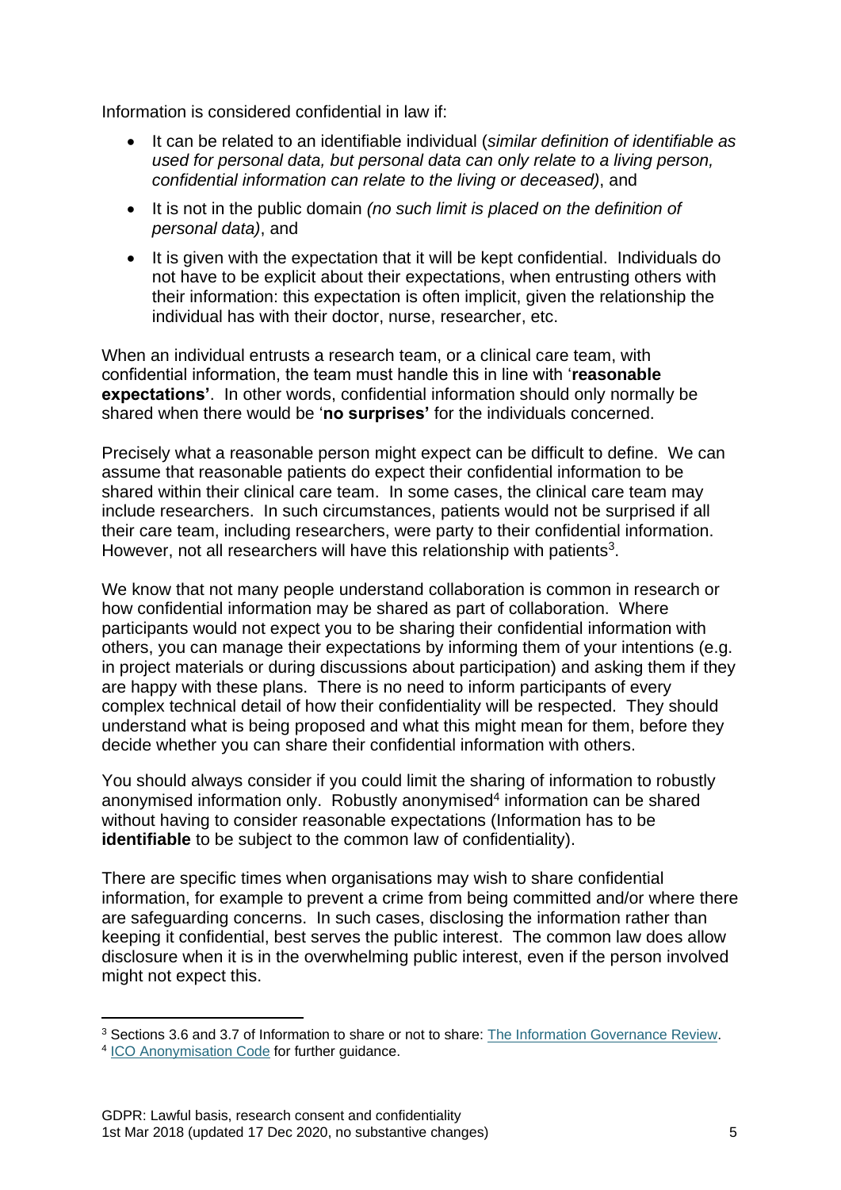Information is considered confidential in law if:

- It can be related to an identifiable individual (*similar definition of identifiable as used for personal data, but personal data can only relate to a living person, confidential information can relate to the living or deceased)*, and
- It is not in the public domain *(no such limit is placed on the definition of personal data)*, and
- It is given with the expectation that it will be kept confidential. Individuals do not have to be explicit about their expectations, when entrusting others with their information: this expectation is often implicit, given the relationship the individual has with their doctor, nurse, researcher, etc.

When an individual entrusts a research team, or a clinical care team, with confidential information, the team must handle this in line with '**reasonable expectations'**. In other words, confidential information should only normally be shared when there would be '**no surprises'** for the individuals concerned.

Precisely what a reasonable person might expect can be difficult to define. We can assume that reasonable patients do expect their confidential information to be shared within their clinical care team. In some cases, the clinical care team may include researchers. In such circumstances, patients would not be surprised if all their care team, including researchers, were party to their confidential information. However, not all researchers will have this relationship with patients[3].

We know that not many people understand collaboration is common in research or how confidential information may be shared as part of collaboration. Where participants would not expect you to be sharing their confidential information with others, you can manage their expectations by informing them of your intentions (e.g. in project materials or during discussions about participation) and asking them if they are happy with these plans. There is no need to inform participants of every complex technical detail of how their confidentiality will be respected. They should understand what is being proposed and what this might mean for them, before they decide whether you can share their confidential information with others.

You should always consider if you could limit the sharing of information to robustly anonymised information only. Robustly anonymised[4] information can be shared without having to consider reasonable expectations (Information has to be **identifiable** to be subject to the common law of confidentiality).

There are specific times when organisations may wish to share confidential information, for example to prevent a crime from being committed and/or where there are safeguarding concerns. In such cases, disclosing the information rather than keeping it confidential, best serves the public interest. The common law does allow disclosure when it is in the overwhelming public interest, even if the person involved might not expect this.

---

[3] Sections 3.6 and 3.7 of Information to share or not to share: The Information Governance Review.

[4] ICO Anonymisation Code for further guidance.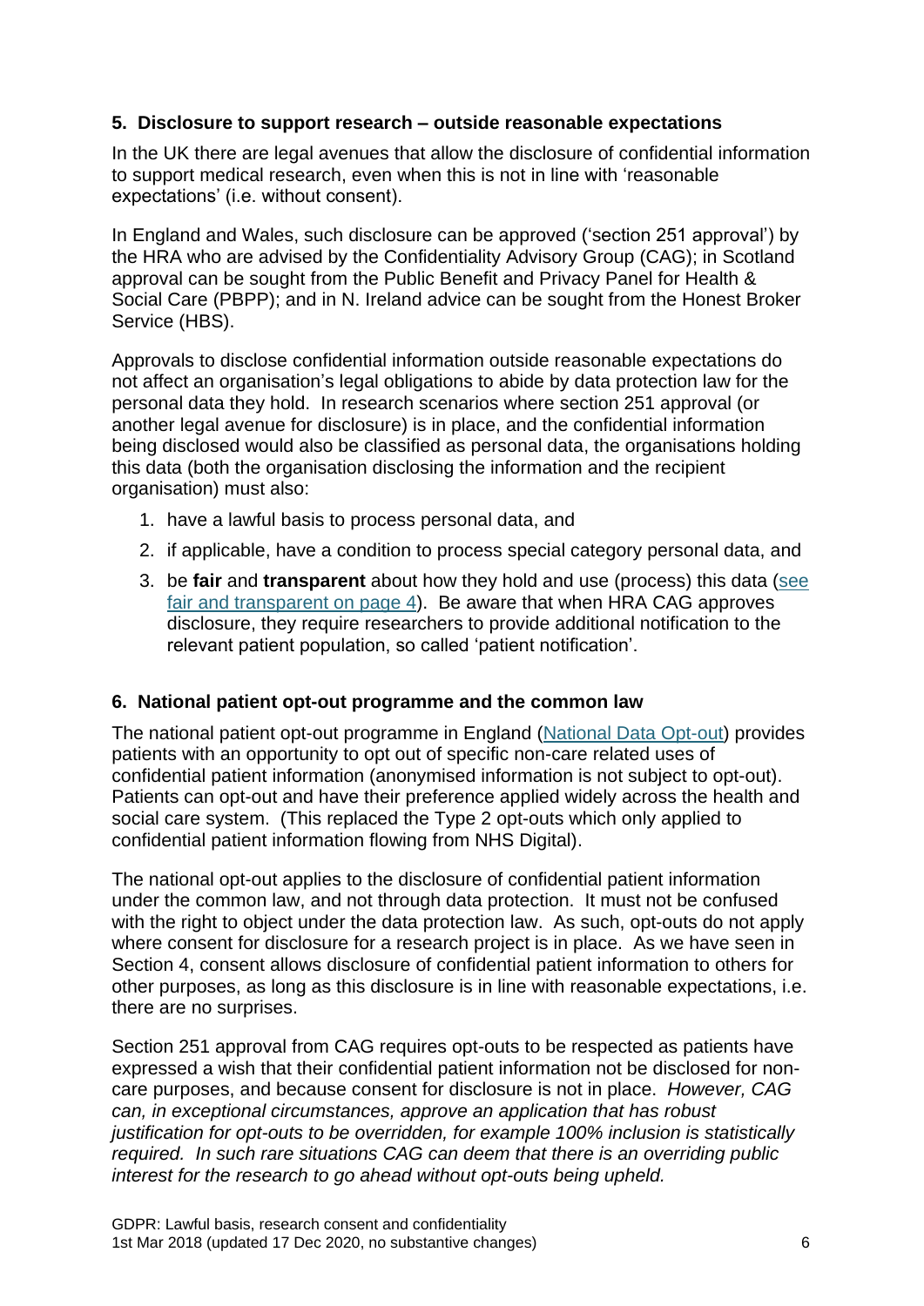### 5. Disclosure to support research – outside reasonable expectations

In the UK there are legal avenues that allow the disclosure of confidential information to support medical research, even when this is not in line with 'reasonable expectations' (i.e. without consent).

In England and Wales, such disclosure can be approved ('section 251 approval') by the HRA who are advised by the Confidentiality Advisory Group (CAG); in Scotland approval can be sought from the Public Benefit and Privacy Panel for Health & Social Care (PBPP); and in N. Ireland advice can be sought from the Honest Broker Service (HBS).

Approvals to disclose confidential information outside reasonable expectations do not affect an organisation's legal obligations to abide by data protection law for the personal data they hold. In research scenarios where section 251 approval (or another legal avenue for disclosure) is in place, and the confidential information being disclosed would also be classified as personal data, the organisations holding this data (both the organisation disclosing the information and the recipient organisation) must also:

1. have a lawful basis to process personal data, and
2. if applicable, have a condition to process special category personal data, and
3. be **fair** and **transparent** about how they hold and use (process) this data (see fair and transparent on page 4). Be aware that when HRA CAG approves disclosure, they require researchers to provide additional notification to the relevant patient population, so called 'patient notification'.

### 6. National patient opt-out programme and the common law

The national patient opt-out programme in England (National Data Opt-out) provides patients with an opportunity to opt out of specific non-care related uses of confidential patient information (anonymised information is not subject to opt-out). Patients can opt-out and have their preference applied widely across the health and social care system. (This replaced the Type 2 opt-outs which only applied to confidential patient information flowing from NHS Digital).

The national opt-out applies to the disclosure of confidential patient information under the common law, and not through data protection. It must not be confused with the right to object under the data protection law. As such, opt-outs do not apply where consent for disclosure for a research project is in place. As we have seen in Section 4, consent allows disclosure of confidential patient information to others for other purposes, as long as this disclosure is in line with reasonable expectations, i.e. there are no surprises.

Section 251 approval from CAG requires opt-outs to be respected as patients have expressed a wish that their confidential patient information not be disclosed for non-care purposes, and because consent for disclosure is not in place. *However, CAG can, in exceptional circumstances, approve an application that has robust justification for opt-outs to be overridden, for example 100% inclusion is statistically required. In such rare situations CAG can deem that there is an overriding public interest for the research to go ahead without opt-outs being upheld.*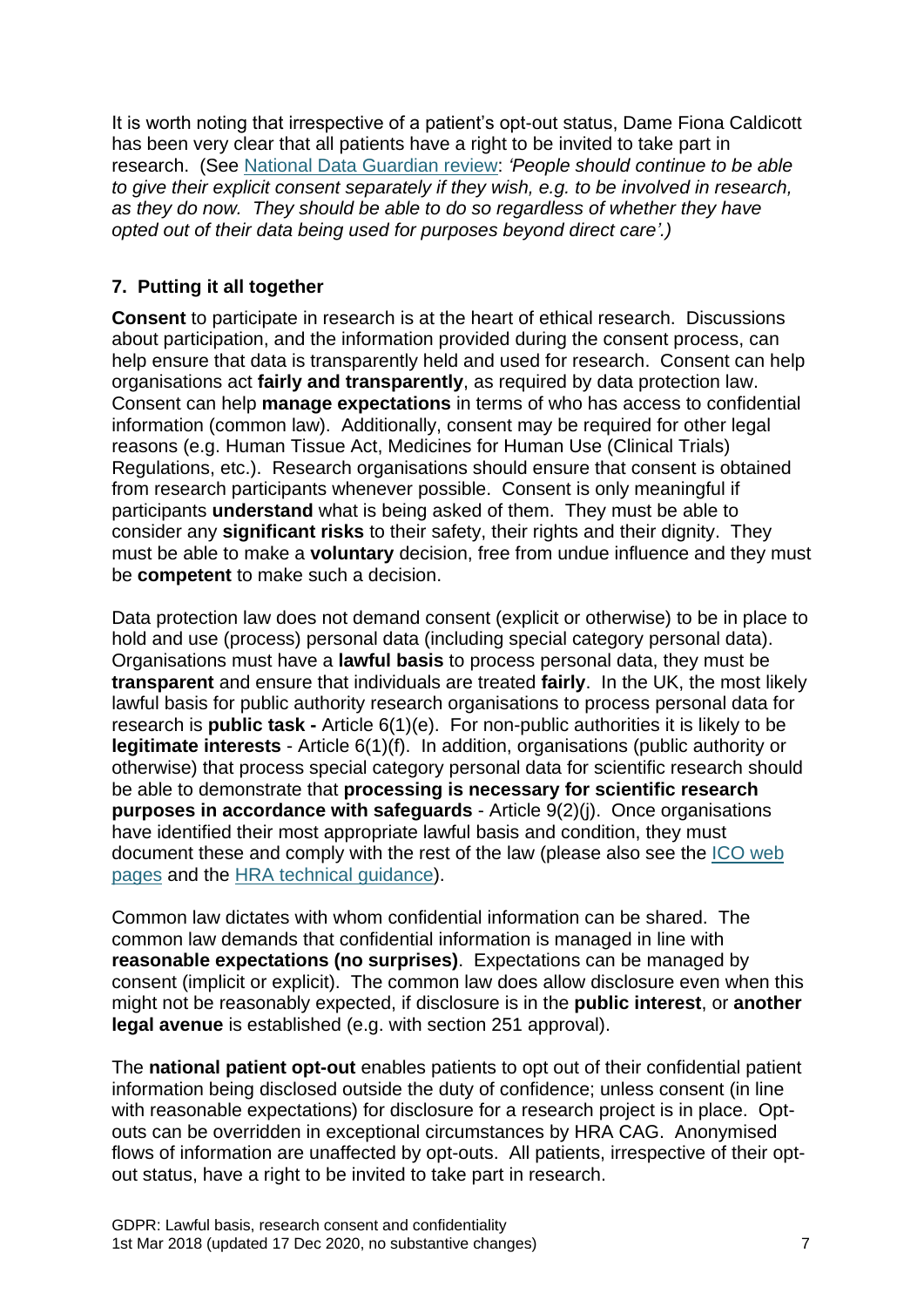It is worth noting that irrespective of a patient's opt-out status, Dame Fiona Caldicott has been very clear that all patients have a right to be invited to take part in research. (See [National Data Guardian review](#): *'People should continue to be able to give their explicit consent separately if they wish, e.g. to be involved in research, as they do now. They should be able to do so regardless of whether they have opted out of their data being used for purposes beyond direct care'.)*

## 7. Putting it all together

**Consent** to participate in research is at the heart of ethical research. Discussions about participation, and the information provided during the consent process, can help ensure that data is transparently held and used for research. Consent can help organisations act **fairly and transparently**, as required by data protection law. Consent can help **manage expectations** in terms of who has access to confidential information (common law). Additionally, consent may be required for other legal reasons (e.g. Human Tissue Act, Medicines for Human Use (Clinical Trials) Regulations, etc.). Research organisations should ensure that consent is obtained from research participants whenever possible. Consent is only meaningful if participants **understand** what is being asked of them. They must be able to consider any **significant risks** to their safety, their rights and their dignity. They must be able to make a **voluntary** decision, free from undue influence and they must be **competent** to make such a decision.

Data protection law does not demand consent (explicit or otherwise) to be in place to hold and use (process) personal data (including special category personal data). Organisations must have a **lawful basis** to process personal data, they must be **transparent** and ensure that individuals are treated **fairly**. In the UK, the most likely lawful basis for public authority research organisations to process personal data for research is **public task -** Article 6(1)(e). For non-public authorities it is likely to be **legitimate interests** - Article 6(1)(f). In addition, organisations (public authority or otherwise) that process special category personal data for scientific research should be able to demonstrate that **processing is necessary for scientific research purposes in accordance with safeguards** - Article 9(2)(j). Once organisations have identified their most appropriate lawful basis and condition, they must document these and comply with the rest of the law (please also see the [ICO web pages](#) and the [HRA technical guidance](#)).

Common law dictates with whom confidential information can be shared. The common law demands that confidential information is managed in line with **reasonable expectations (no surprises)**. Expectations can be managed by consent (implicit or explicit). The common law does allow disclosure even when this might not be reasonably expected, if disclosure is in the **public interest**, or **another legal avenue** is established (e.g. with section 251 approval).

The **national patient opt-out** enables patients to opt out of their confidential patient information being disclosed outside the duty of confidence; unless consent (in line with reasonable expectations) for disclosure for a research project is in place. Opt-outs can be overridden in exceptional circumstances by HRA CAG. Anonymised flows of information are unaffected by opt-outs. All patients, irrespective of their opt-out status, have a right to be invited to take part in research.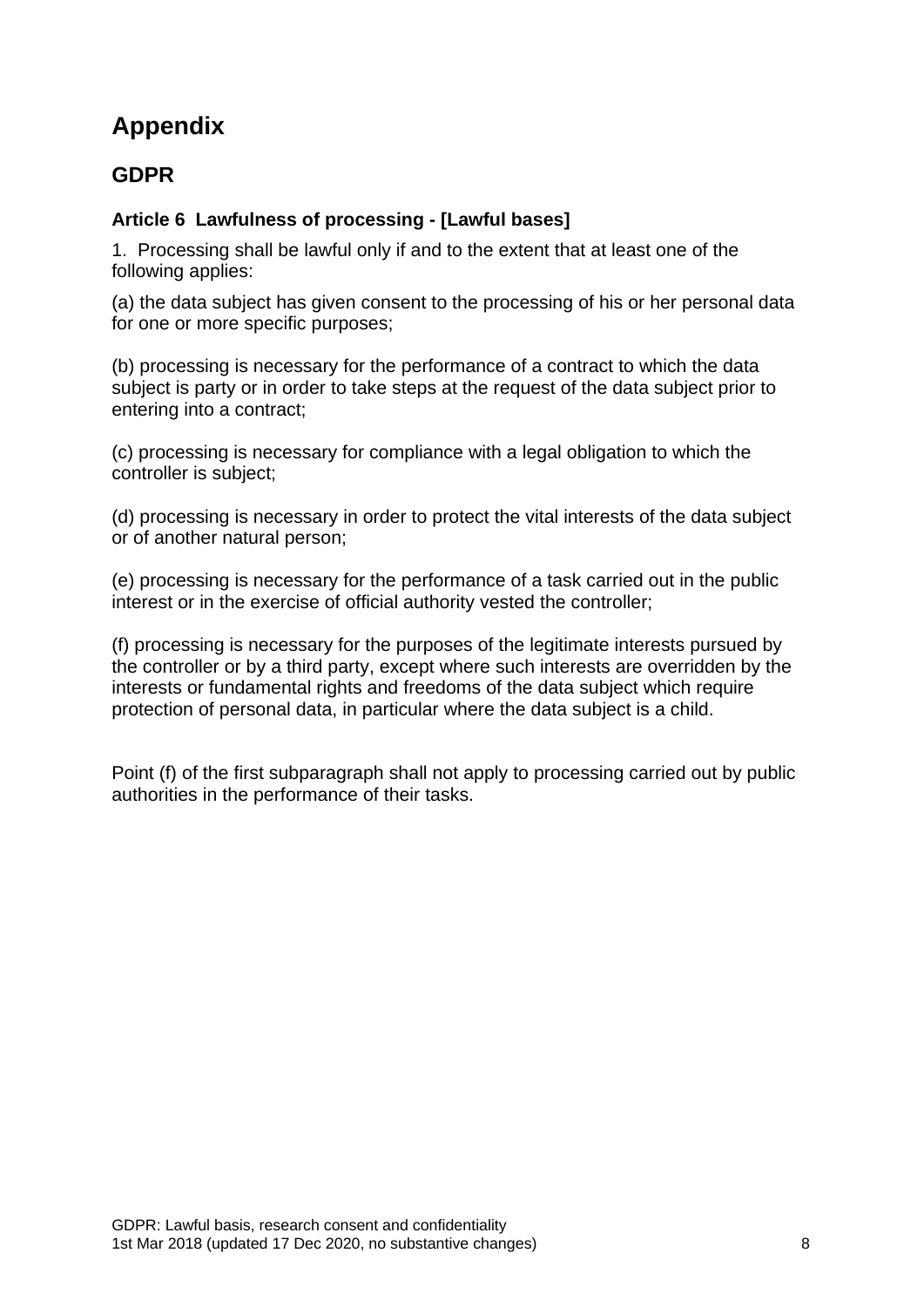# Appendix

## GDPR

### Article 6 Lawfulness of processing - [Lawful bases]

1. Processing shall be lawful only if and to the extent that at least one of the following applies:

(a) the data subject has given consent to the processing of his or her personal data for one or more specific purposes;

(b) processing is necessary for the performance of a contract to which the data subject is party or in order to take steps at the request of the data subject prior to entering into a contract;

(c) processing is necessary for compliance with a legal obligation to which the controller is subject;

(d) processing is necessary in order to protect the vital interests of the data subject or of another natural person;

(e) processing is necessary for the performance of a task carried out in the public interest or in the exercise of official authority vested the controller;

(f) processing is necessary for the purposes of the legitimate interests pursued by the controller or by a third party, except where such interests are overridden by the interests or fundamental rights and freedoms of the data subject which require protection of personal data, in particular where the data subject is a child.

Point (f) of the first subparagraph shall not apply to processing carried out by public authorities in the performance of their tasks.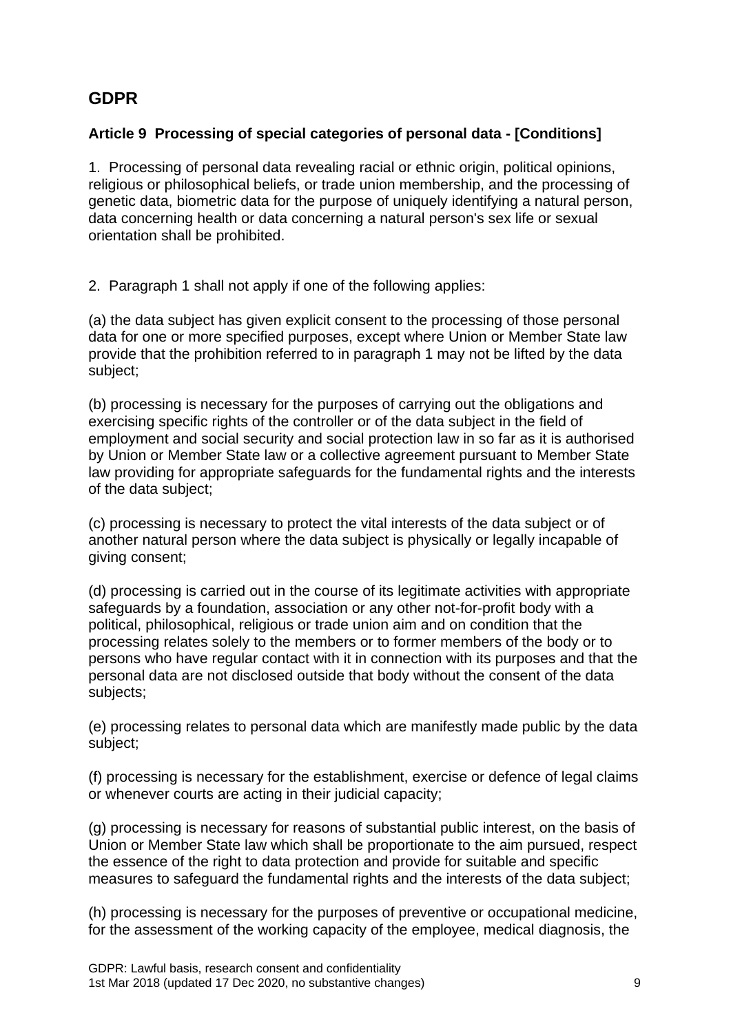## GDPR

### Article 9 Processing of special categories of personal data - [Conditions]

1. Processing of personal data revealing racial or ethnic origin, political opinions, religious or philosophical beliefs, or trade union membership, and the processing of genetic data, biometric data for the purpose of uniquely identifying a natural person, data concerning health or data concerning a natural person's sex life or sexual orientation shall be prohibited.

2. Paragraph 1 shall not apply if one of the following applies:

(a) the data subject has given explicit consent to the processing of those personal data for one or more specified purposes, except where Union or Member State law provide that the prohibition referred to in paragraph 1 may not be lifted by the data subject;

(b) processing is necessary for the purposes of carrying out the obligations and exercising specific rights of the controller or of the data subject in the field of employment and social security and social protection law in so far as it is authorised by Union or Member State law or a collective agreement pursuant to Member State law providing for appropriate safeguards for the fundamental rights and the interests of the data subject;

(c) processing is necessary to protect the vital interests of the data subject or of another natural person where the data subject is physically or legally incapable of giving consent;

(d) processing is carried out in the course of its legitimate activities with appropriate safeguards by a foundation, association or any other not-for-profit body with a political, philosophical, religious or trade union aim and on condition that the processing relates solely to the members or to former members of the body or to persons who have regular contact with it in connection with its purposes and that the personal data are not disclosed outside that body without the consent of the data subjects;

(e) processing relates to personal data which are manifestly made public by the data subject;

(f) processing is necessary for the establishment, exercise or defence of legal claims or whenever courts are acting in their judicial capacity;

(g) processing is necessary for reasons of substantial public interest, on the basis of Union or Member State law which shall be proportionate to the aim pursued, respect the essence of the right to data protection and provide for suitable and specific measures to safeguard the fundamental rights and the interests of the data subject;

(h) processing is necessary for the purposes of preventive or occupational medicine, for the assessment of the working capacity of the employee, medical diagnosis, the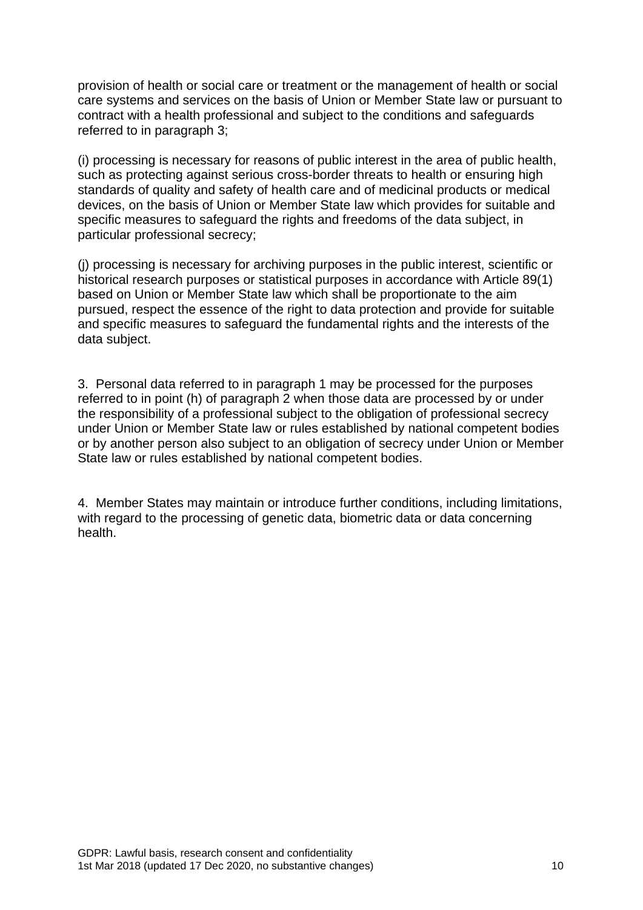provision of health or social care or treatment or the management of health or social care systems and services on the basis of Union or Member State law or pursuant to contract with a health professional and subject to the conditions and safeguards referred to in paragraph 3;

(i) processing is necessary for reasons of public interest in the area of public health, such as protecting against serious cross-border threats to health or ensuring high standards of quality and safety of health care and of medicinal products or medical devices, on the basis of Union or Member State law which provides for suitable and specific measures to safeguard the rights and freedoms of the data subject, in particular professional secrecy;

(j) processing is necessary for archiving purposes in the public interest, scientific or historical research purposes or statistical purposes in accordance with Article 89(1) based on Union or Member State law which shall be proportionate to the aim pursued, respect the essence of the right to data protection and provide for suitable and specific measures to safeguard the fundamental rights and the interests of the data subject.

3. Personal data referred to in paragraph 1 may be processed for the purposes referred to in point (h) of paragraph 2 when those data are processed by or under the responsibility of a professional subject to the obligation of professional secrecy under Union or Member State law or rules established by national competent bodies or by another person also subject to an obligation of secrecy under Union or Member State law or rules established by national competent bodies.

4. Member States may maintain or introduce further conditions, including limitations, with regard to the processing of genetic data, biometric data or data concerning health.